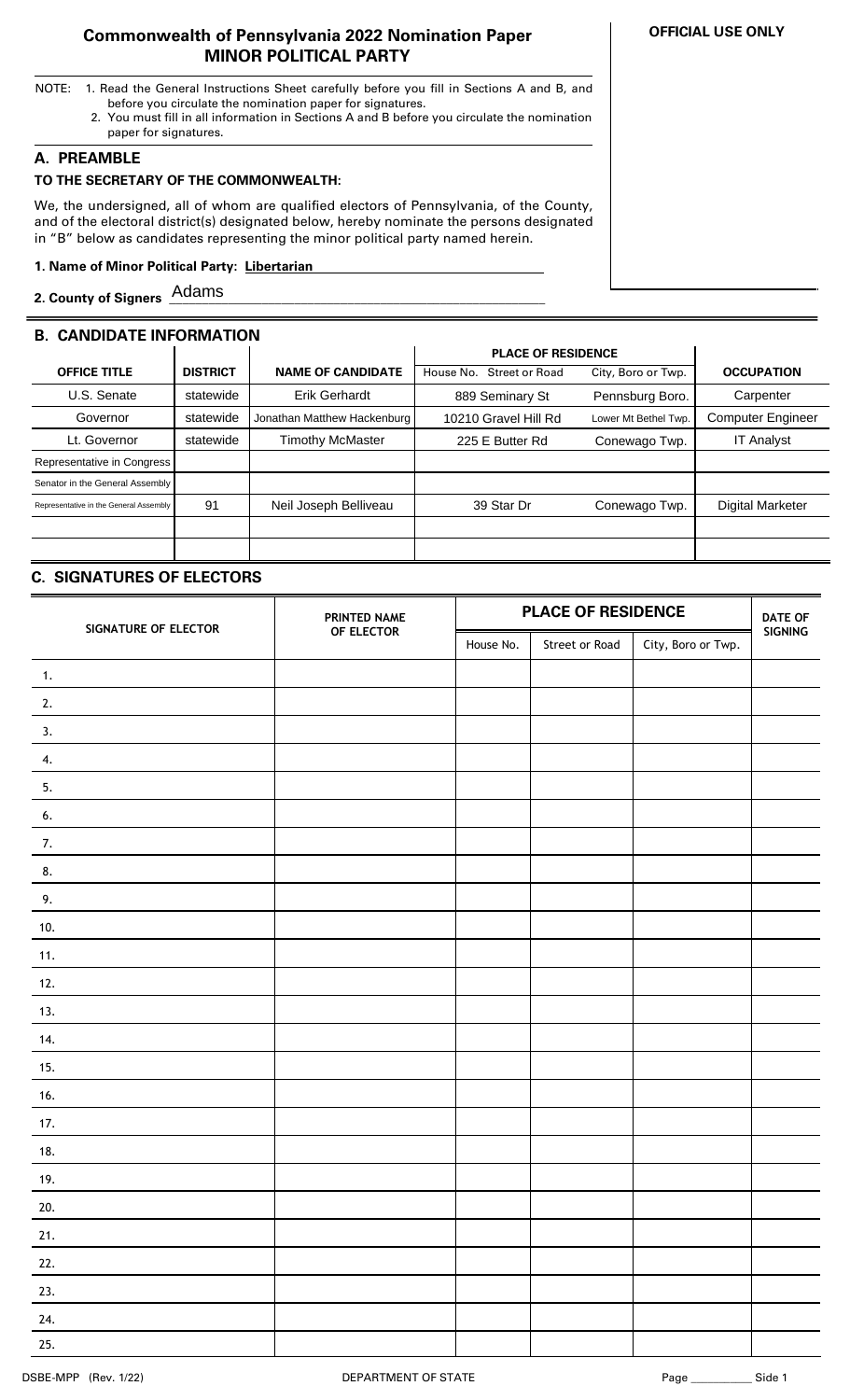# Commonwealth of Pennsylvania 2022 Nomination Paper
## MINOR POLITICAL PARTY

**OFFICIAL USE ONLY**

NOTE: 1. Read the General Instructions Sheet carefully before you fill in Sections A and B, and before you circulate the nomination paper for signatures.
2. You must fill in all information in Sections A and B before you circulate the nomination paper for signatures.

## A. PREAMBLE

**TO THE SECRETARY OF THE COMMONWEALTH:**

We, the undersigned, all of whom are qualified electors of Pennsylvania, of the County, and of the electoral district(s) designated below, hereby nominate the persons designated in "B" below as candidates representing the minor political party named herein.

**1. Name of Minor Political Party:** Libertarian

**2. County of Signers** Adams

## B. CANDIDATE INFORMATION

| OFFICE TITLE | DISTRICT | NAME OF CANDIDATE | PLACE OF RESIDENCE | | OCCUPATION |
|---|---|---|---|---|---|
| | | | House No. Street or Road | City, Boro or Twp. | |
| U.S. Senate | statewide | Erik Gerhardt | 889 Seminary St | Pennsburg Boro. | Carpenter |
| Governor | statewide | Jonathan Matthew Hackenburg | 10210 Gravel Hill Rd | Lower Mt Bethel Twp. | Computer Engineer |
| Lt. Governor | statewide | Timothy McMaster | 225 E Butter Rd | Conewago Twp. | IT Analyst |
| Representative in Congress | | | | | |
| Senator in the General Assembly | | | | | |
| Representative in the General Assembly | 91 | Neil Joseph Belliveau | 39 Star Dr | Conewago Twp. | Digital Marketer |
| | | | | | |
| | | | | | |

## C. SIGNATURES OF ELECTORS

| SIGNATURE OF ELECTOR | PRINTED NAME OF ELECTOR | PLACE OF RESIDENCE | | | DATE OF SIGNING |
|---|---|---|---|---|---|
| | | House No. | Street or Road | City, Boro or Twp. | |
| 1. | | | | | |
| 2. | | | | | |
| 3. | | | | | |
| 4. | | | | | |
| 5. | | | | | |
| 6. | | | | | |
| 7. | | | | | |
| 8. | | | | | |
| 9. | | | | | |
| 10. | | | | | |
| 11. | | | | | |
| 12. | | | | | |
| 13. | | | | | |
| 14. | | | | | |
| 15. | | | | | |
| 16. | | | | | |
| 17. | | | | | |
| 18. | | | | | |
| 19. | | | | | |
| 20. | | | | | |
| 21. | | | | | |
| 22. | | | | | |
| 23. | | | | | |
| 24. | | | | | |
| 25. | | | | | |

DSBE-MPP (Rev. 1/22) DEPARTMENT OF STATE Page __________ Side 1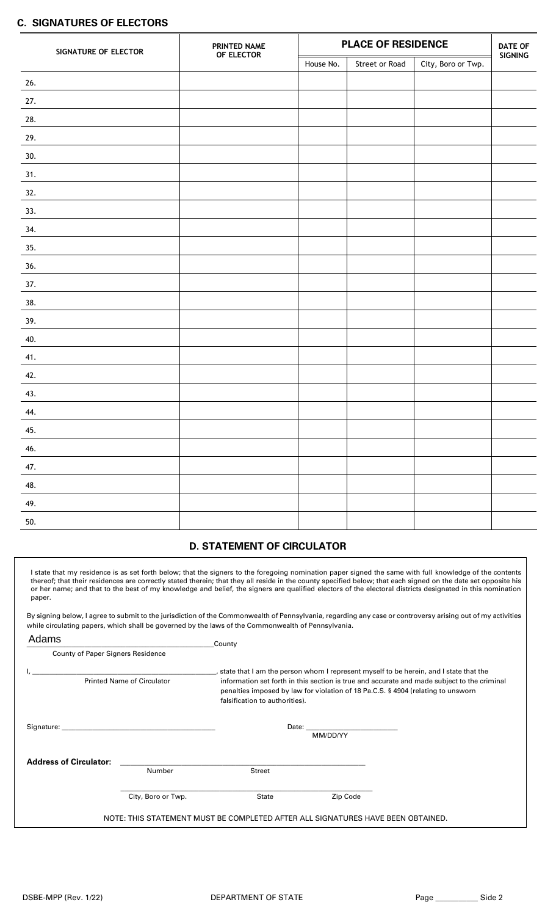## C. SIGNATURES OF ELECTORS

| SIGNATURE OF ELECTOR | PRINTED NAME OF ELECTOR | PLACE OF RESIDENCE | | | DATE OF SIGNING |
|---|---|---|---|---|---|
| | | House No. | Street or Road | City, Boro or Twp. | |
| 26. | | | | | |
| 27. | | | | | |
| 28. | | | | | |
| 29. | | | | | |
| 30. | | | | | |
| 31. | | | | | |
| 32. | | | | | |
| 33. | | | | | |
| 34. | | | | | |
| 35. | | | | | |
| 36. | | | | | |
| 37. | | | | | |
| 38. | | | | | |
| 39. | | | | | |
| 40. | | | | | |
| 41. | | | | | |
| 42. | | | | | |
| 43. | | | | | |
| 44. | | | | | |
| 45. | | | | | |
| 46. | | | | | |
| 47. | | | | | |
| 48. | | | | | |
| 49. | | | | | |
| 50. | | | | | |

## D. STATEMENT OF CIRCULATOR

I state that my residence is as set forth below; that the signers to the foregoing nomination paper signed the same with full knowledge of the contents thereof; that their residences are correctly stated therein; that they all reside in the county specified below; that each signed on the date set opposite his or her name; and that to the best of my knowledge and belief, the signers are qualified electors of the electoral districts designated in this nomination paper.

By signing below, I agree to submit to the jurisdiction of the Commonwealth of Pennsylvania, regarding any case or controversy arising out of my activities while circulating papers, which shall be governed by the laws of the Commonwealth of Pennsylvania.

Adams County
County of Paper Signers Residence

I, ______________________ (Printed Name of Circulator), state that I am the person whom I represent myself to be herein, and I state that the information set forth in this section is true and accurate and made subject to the criminal penalties imposed by law for violation of 18 Pa.C.S. § 4904 (relating to unsworn falsification to authorities).

Signature: ______________________ Date: ______________ (MM/DD/YY)

**Address of Circulator:** ______________________
Number Street

______________________
City, Boro or Twp. State Zip Code

NOTE: THIS STATEMENT MUST BE COMPLETED AFTER ALL SIGNATURES HAVE BEEN OBTAINED.

DSBE-MPP (Rev. 1/22) DEPARTMENT OF STATE Page ________ Side 2